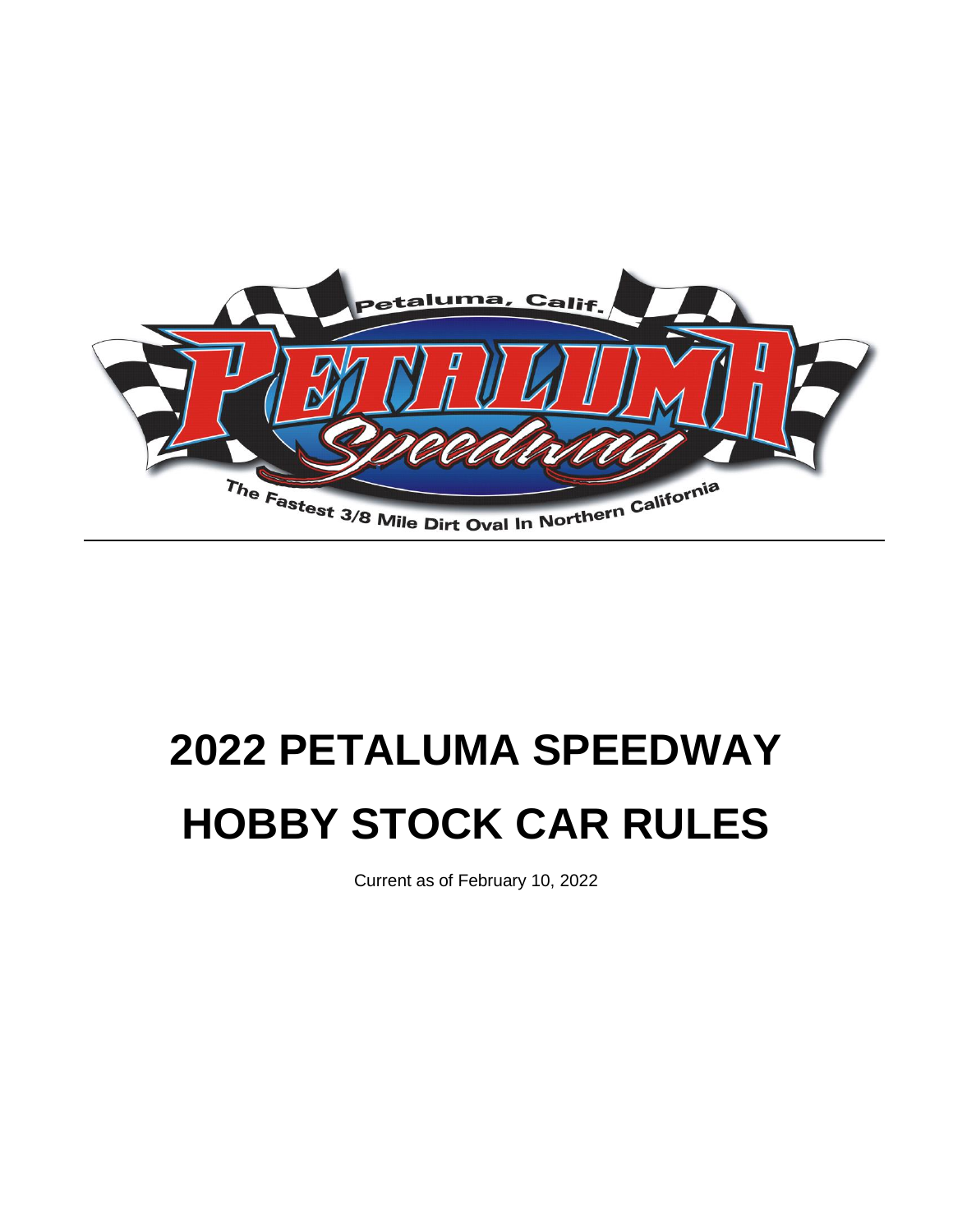# 2022 PETALUMA SPEEDWAY HOBBY STOCK CAR RULES

Current as of February 10, 2022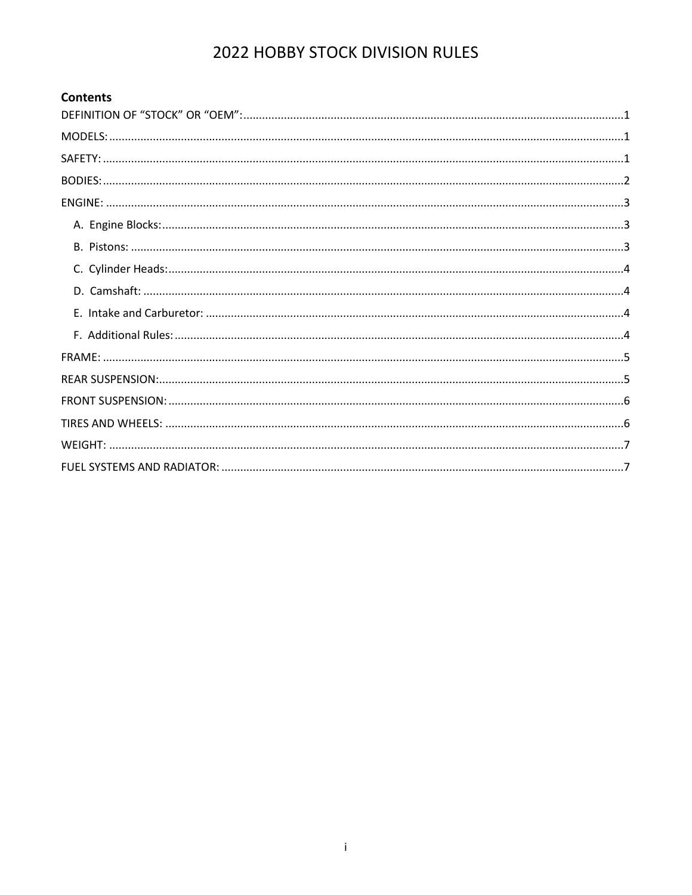# 2022 HOBBY STOCK DIVISION RULES

## Contents

- DEFINITION OF "STOCK" OR "OEM": 1
- MODELS: 1
- SAFETY: 1
- BODIES: 2
- ENGINE: 3
  - A. Engine Blocks: 3
  - B. Pistons: 3
  - C. Cylinder Heads: 4
  - D. Camshaft: 4
  - E. Intake and Carburetor: 4
  - F. Additional Rules: 4
- FRAME: 5
- REAR SUSPENSION: 5
- FRONT SUSPENSION: 6
- TIRES AND WHEELS: 6
- WEIGHT: 7
- FUEL SYSTEMS AND RADIATOR: 7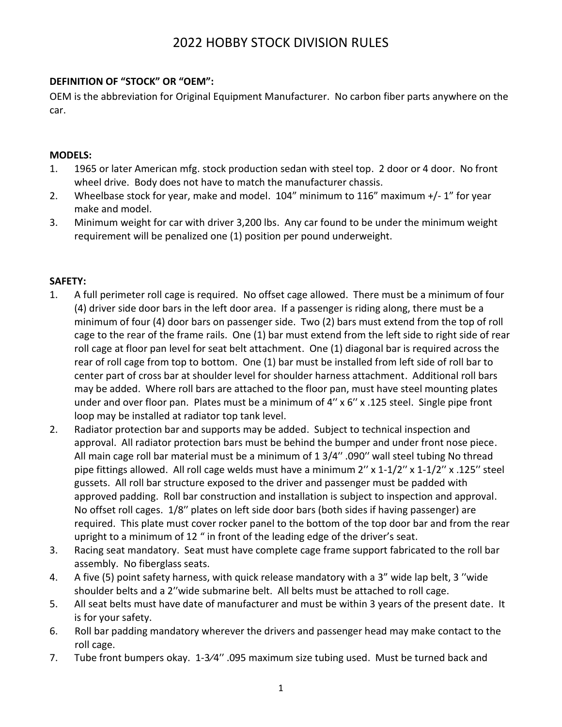# 2022 HOBBY STOCK DIVISION RULES

**DEFINITION OF "STOCK" OR "OEM":**

OEM is the abbreviation for Original Equipment Manufacturer. No carbon fiber parts anywhere on the car.

**MODELS:**

1. 1965 or later American mfg. stock production sedan with steel top. 2 door or 4 door. No front wheel drive. Body does not have to match the manufacturer chassis.
2. Wheelbase stock for year, make and model. 104" minimum to 116" maximum +/- 1" for year make and model.
3. Minimum weight for car with driver 3,200 lbs. Any car found to be under the minimum weight requirement will be penalized one (1) position per pound underweight.

**SAFETY:**

1. A full perimeter roll cage is required. No offset cage allowed. There must be a minimum of four (4) driver side door bars in the left door area. If a passenger is riding along, there must be a minimum of four (4) door bars on passenger side. Two (2) bars must extend from the top of roll cage to the rear of the frame rails. One (1) bar must extend from the left side to right side of rear roll cage at floor pan level for seat belt attachment. One (1) diagonal bar is required across the rear of roll cage from top to bottom. One (1) bar must be installed from left side of roll bar to center part of cross bar at shoulder level for shoulder harness attachment. Additional roll bars may be added. Where roll bars are attached to the floor pan, must have steel mounting plates under and over floor pan. Plates must be a minimum of 4'' x 6'' x .125 steel. Single pipe front loop may be installed at radiator top tank level.
2. Radiator protection bar and supports may be added. Subject to technical inspection and approval. All radiator protection bars must be behind the bumper and under front nose piece. All main cage roll bar material must be a minimum of 1 3/4'' .090'' wall steel tubing No thread pipe fittings allowed. All roll cage welds must have a minimum 2'' x 1-1/2'' x 1-1/2'' x .125'' steel gussets. All roll bar structure exposed to the driver and passenger must be padded with approved padding. Roll bar construction and installation is subject to inspection and approval. No offset roll cages. 1/8'' plates on left side door bars (both sides if having passenger) are required. This plate must cover rocker panel to the bottom of the top door bar and from the rear upright to a minimum of 12 " in front of the leading edge of the driver's seat.
3. Racing seat mandatory. Seat must have complete cage frame support fabricated to the roll bar assembly. No fiberglass seats.
4. A five (5) point safety harness, with quick release mandatory with a 3" wide lap belt, 3 ''wide shoulder belts and a 2''wide submarine belt. All belts must be attached to roll cage.
5. All seat belts must have date of manufacturer and must be within 3 years of the present date. It is for your safety.
6. Roll bar padding mandatory wherever the drivers and passenger head may make contact to the roll cage.
7. Tube front bumpers okay. 1-3⁄4'' .095 maximum size tubing used. Must be turned back and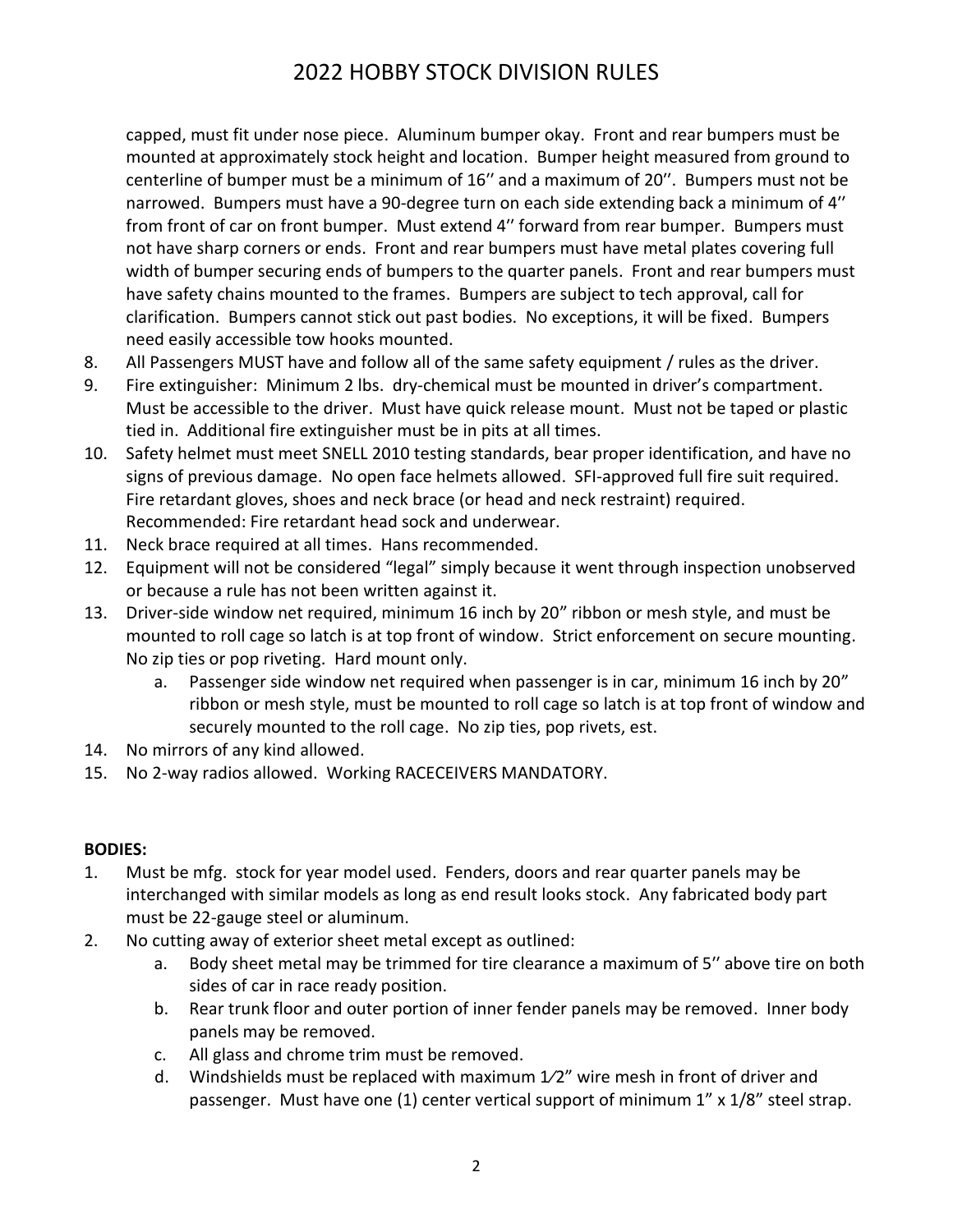capped, must fit under nose piece. Aluminum bumper okay. Front and rear bumpers must be mounted at approximately stock height and location. Bumper height measured from ground to centerline of bumper must be a minimum of 16'' and a maximum of 20''. Bumpers must not be narrowed. Bumpers must have a 90-degree turn on each side extending back a minimum of 4'' from front of car on front bumper. Must extend 4'' forward from rear bumper. Bumpers must not have sharp corners or ends. Front and rear bumpers must have metal plates covering full width of bumper securing ends of bumpers to the quarter panels. Front and rear bumpers must have safety chains mounted to the frames. Bumpers are subject to tech approval, call for clarification. Bumpers cannot stick out past bodies. No exceptions, it will be fixed. Bumpers need easily accessible tow hooks mounted.

8. All Passengers MUST have and follow all of the same safety equipment / rules as the driver.
9. Fire extinguisher: Minimum 2 lbs. dry-chemical must be mounted in driver's compartment. Must be accessible to the driver. Must have quick release mount. Must not be taped or plastic tied in. Additional fire extinguisher must be in pits at all times.
10. Safety helmet must meet SNELL 2010 testing standards, bear proper identification, and have no signs of previous damage. No open face helmets allowed. SFI-approved full fire suit required. Fire retardant gloves, shoes and neck brace (or head and neck restraint) required. Recommended: Fire retardant head sock and underwear.
11. Neck brace required at all times. Hans recommended.
12. Equipment will not be considered "legal" simply because it went through inspection unobserved or because a rule has not been written against it.
13. Driver-side window net required, minimum 16 inch by 20" ribbon or mesh style, and must be mounted to roll cage so latch is at top front of window. Strict enforcement on secure mounting. No zip ties or pop riveting. Hard mount only.
    a. Passenger side window net required when passenger is in car, minimum 16 inch by 20" ribbon or mesh style, must be mounted to roll cage so latch is at top front of window and securely mounted to the roll cage. No zip ties, pop rivets, est.
14. No mirrors of any kind allowed.
15. No 2-way radios allowed. Working RACECEIVERS MANDATORY.

**BODIES:**

1. Must be mfg. stock for year model used. Fenders, doors and rear quarter panels may be interchanged with similar models as long as end result looks stock. Any fabricated body part must be 22-gauge steel or aluminum.
2. No cutting away of exterior sheet metal except as outlined:
    a. Body sheet metal may be trimmed for tire clearance a maximum of 5'' above tire on both sides of car in race ready position.
    b. Rear trunk floor and outer portion of inner fender panels may be removed. Inner body panels may be removed.
    c. All glass and chrome trim must be removed.
    d. Windshields must be replaced with maximum 1⁄2" wire mesh in front of driver and passenger. Must have one (1) center vertical support of minimum 1" x 1/8" steel strap.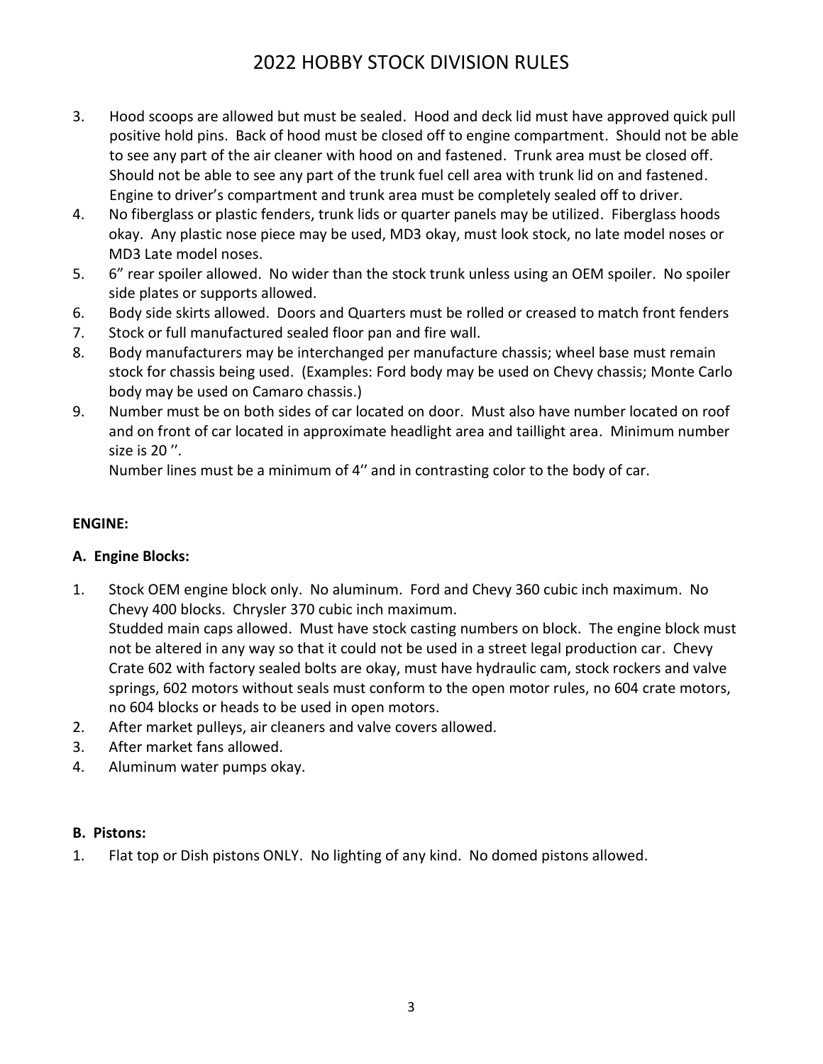# 2022 HOBBY STOCK DIVISION RULES

3. Hood scoops are allowed but must be sealed. Hood and deck lid must have approved quick pull positive hold pins. Back of hood must be closed off to engine compartment. Should not be able to see any part of the air cleaner with hood on and fastened. Trunk area must be closed off. Should not be able to see any part of the trunk fuel cell area with trunk lid on and fastened. Engine to driver's compartment and trunk area must be completely sealed off to driver.
4. No fiberglass or plastic fenders, trunk lids or quarter panels may be utilized. Fiberglass hoods okay. Any plastic nose piece may be used, MD3 okay, must look stock, no late model noses or MD3 Late model noses.
5. 6" rear spoiler allowed. No wider than the stock trunk unless using an OEM spoiler. No spoiler side plates or supports allowed.
6. Body side skirts allowed. Doors and Quarters must be rolled or creased to match front fenders
7. Stock or full manufactured sealed floor pan and fire wall.
8. Body manufacturers may be interchanged per manufacture chassis; wheel base must remain stock for chassis being used. (Examples: Ford body may be used on Chevy chassis; Monte Carlo body may be used on Camaro chassis.)
9. Number must be on both sides of car located on door. Must also have number located on roof and on front of car located in approximate headlight area and taillight area. Minimum number size is 20 ''.

   Number lines must be a minimum of 4'' and in contrasting color to the body of car.

**ENGINE:**

**A. Engine Blocks:**

1. Stock OEM engine block only. No aluminum. Ford and Chevy 360 cubic inch maximum. No Chevy 400 blocks. Chrysler 370 cubic inch maximum.

   Studded main caps allowed. Must have stock casting numbers on block. The engine block must not be altered in any way so that it could not be used in a street legal production car. Chevy Crate 602 with factory sealed bolts are okay, must have hydraulic cam, stock rockers and valve springs, 602 motors without seals must conform to the open motor rules, no 604 crate motors, no 604 blocks or heads to be used in open motors.
2. After market pulleys, air cleaners and valve covers allowed.
3. After market fans allowed.
4. Aluminum water pumps okay.

**B. Pistons:**

1. Flat top or Dish pistons ONLY. No lighting of any kind. No domed pistons allowed.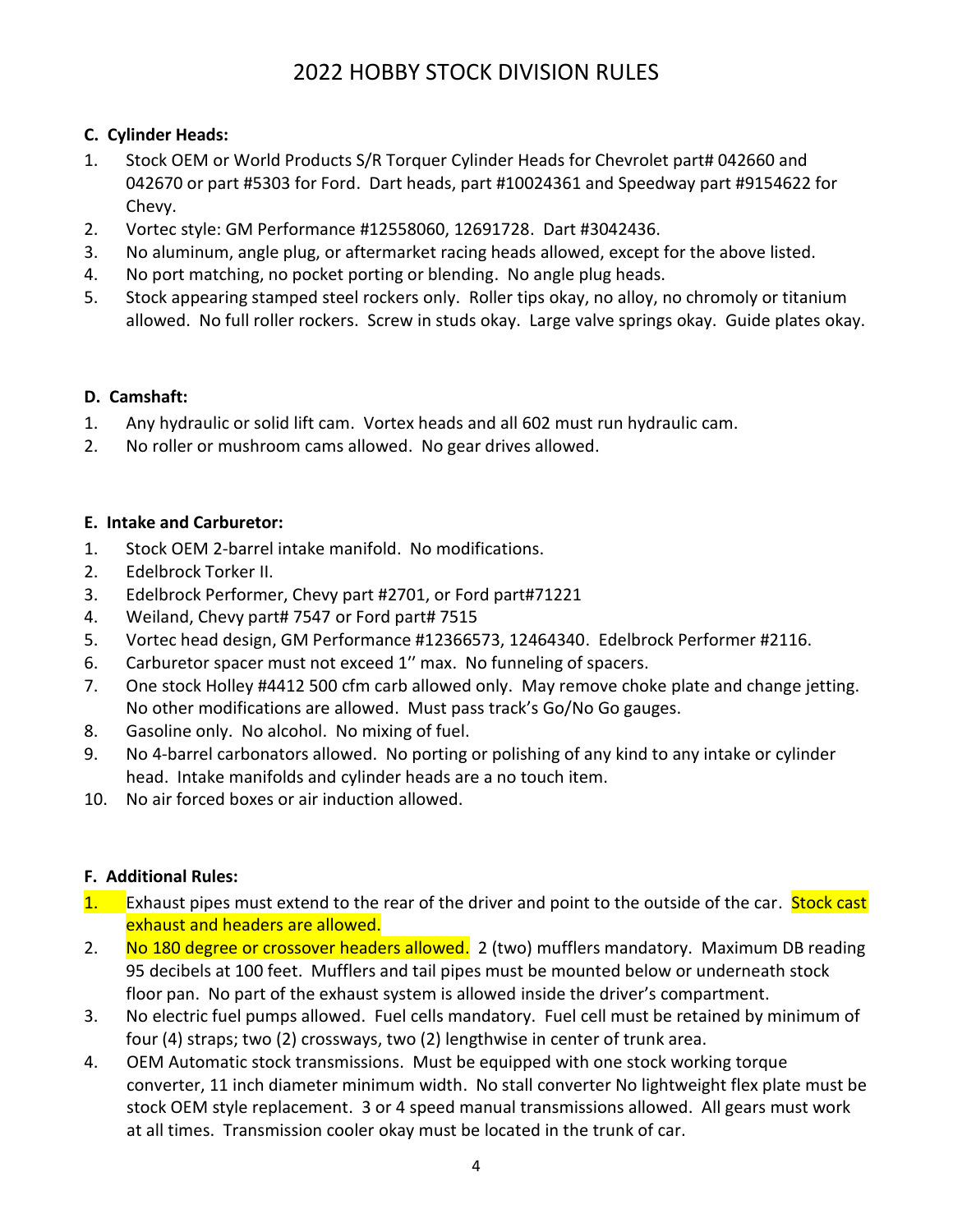# 2022 HOBBY STOCK DIVISION RULES

**C. Cylinder Heads:**

1. Stock OEM or World Products S/R Torquer Cylinder Heads for Chevrolet part# 042660 and 042670 or part #5303 for Ford. Dart heads, part #10024361 and Speedway part #9154622 for Chevy.
2. Vortec style: GM Performance #12558060, 12691728. Dart #3042436.
3. No aluminum, angle plug, or aftermarket racing heads allowed, except for the above listed.
4. No port matching, no pocket porting or blending. No angle plug heads.
5. Stock appearing stamped steel rockers only. Roller tips okay, no alloy, no chromoly or titanium allowed. No full roller rockers. Screw in studs okay. Large valve springs okay. Guide plates okay.

**D. Camshaft:**

1. Any hydraulic or solid lift cam. Vortex heads and all 602 must run hydraulic cam.
2. No roller or mushroom cams allowed. No gear drives allowed.

**E. Intake and Carburetor:**

1. Stock OEM 2-barrel intake manifold. No modifications.
2. Edelbrock Torker II.
3. Edelbrock Performer, Chevy part #2701, or Ford part#71221
4. Weiland, Chevy part# 7547 or Ford part# 7515
5. Vortec head design, GM Performance #12366573, 12464340. Edelbrock Performer #2116.
6. Carburetor spacer must not exceed 1'' max. No funneling of spacers.
7. One stock Holley #4412 500 cfm carb allowed only. May remove choke plate and change jetting. No other modifications are allowed. Must pass track's Go/No Go gauges.
8. Gasoline only. No alcohol. No mixing of fuel.
9. No 4-barrel carbonators allowed. No porting or polishing of any kind to any intake or cylinder head. Intake manifolds and cylinder heads are a no touch item.
10. No air forced boxes or air induction allowed.

**F. Additional Rules:**

1. Exhaust pipes must extend to the rear of the driver and point to the outside of the car. Stock cast exhaust and headers are allowed.
2. No 180 degree or crossover headers allowed. 2 (two) mufflers mandatory. Maximum DB reading 95 decibels at 100 feet. Mufflers and tail pipes must be mounted below or underneath stock floor pan. No part of the exhaust system is allowed inside the driver's compartment.
3. No electric fuel pumps allowed. Fuel cells mandatory. Fuel cell must be retained by minimum of four (4) straps; two (2) crossways, two (2) lengthwise in center of trunk area.
4. OEM Automatic stock transmissions. Must be equipped with one stock working torque converter, 11 inch diameter minimum width. No stall converter No lightweight flex plate must be stock OEM style replacement. 3 or 4 speed manual transmissions allowed. All gears must work at all times. Transmission cooler okay must be located in the trunk of car.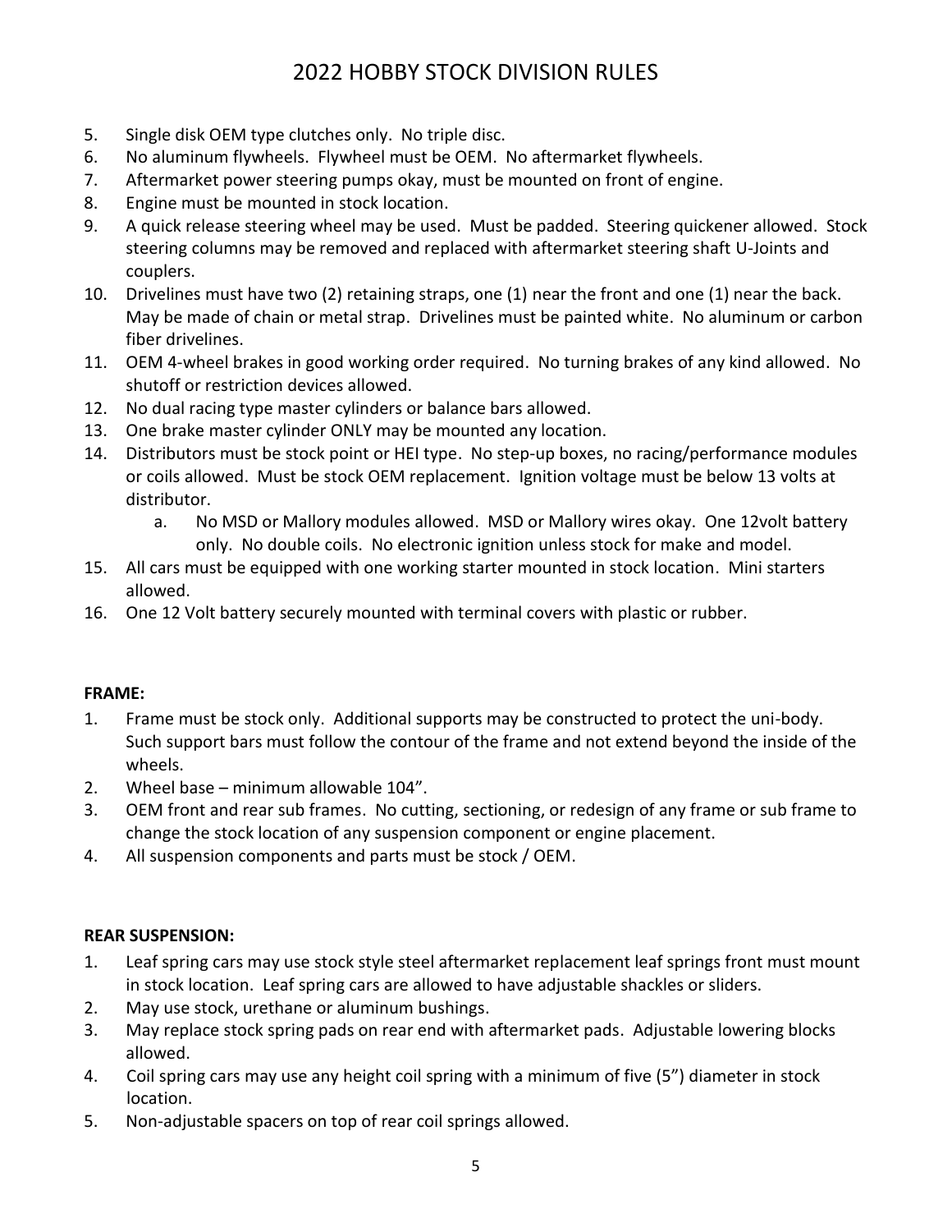# 2022 HOBBY STOCK DIVISION RULES

5. Single disk OEM type clutches only. No triple disc.
6. No aluminum flywheels. Flywheel must be OEM. No aftermarket flywheels.
7. Aftermarket power steering pumps okay, must be mounted on front of engine.
8. Engine must be mounted in stock location.
9. A quick release steering wheel may be used. Must be padded. Steering quickener allowed. Stock steering columns may be removed and replaced with aftermarket steering shaft U-Joints and couplers.
10. Drivelines must have two (2) retaining straps, one (1) near the front and one (1) near the back. May be made of chain or metal strap. Drivelines must be painted white. No aluminum or carbon fiber drivelines.
11. OEM 4-wheel brakes in good working order required. No turning brakes of any kind allowed. No shutoff or restriction devices allowed.
12. No dual racing type master cylinders or balance bars allowed.
13. One brake master cylinder ONLY may be mounted any location.
14. Distributors must be stock point or HEI type. No step-up boxes, no racing/performance modules or coils allowed. Must be stock OEM replacement. Ignition voltage must be below 13 volts at distributor.
    a. No MSD or Mallory modules allowed. MSD or Mallory wires okay. One 12volt battery only. No double coils. No electronic ignition unless stock for make and model.
15. All cars must be equipped with one working starter mounted in stock location. Mini starters allowed.
16. One 12 Volt battery securely mounted with terminal covers with plastic or rubber.

**FRAME:**

1. Frame must be stock only. Additional supports may be constructed to protect the uni-body. Such support bars must follow the contour of the frame and not extend beyond the inside of the wheels.
2. Wheel base – minimum allowable 104".
3. OEM front and rear sub frames. No cutting, sectioning, or redesign of any frame or sub frame to change the stock location of any suspension component or engine placement.
4. All suspension components and parts must be stock / OEM.

**REAR SUSPENSION:**

1. Leaf spring cars may use stock style steel aftermarket replacement leaf springs front must mount in stock location. Leaf spring cars are allowed to have adjustable shackles or sliders.
2. May use stock, urethane or aluminum bushings.
3. May replace stock spring pads on rear end with aftermarket pads. Adjustable lowering blocks allowed.
4. Coil spring cars may use any height coil spring with a minimum of five (5") diameter in stock location.
5. Non-adjustable spacers on top of rear coil springs allowed.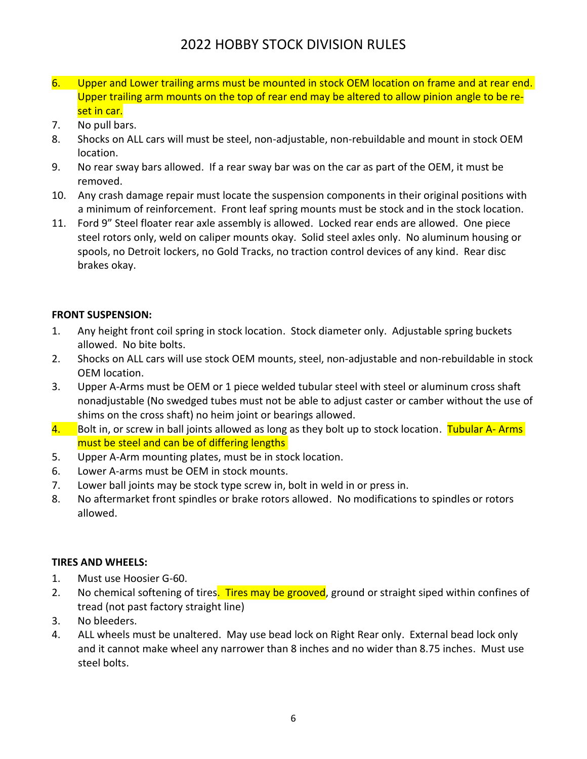6. Upper and Lower trailing arms must be mounted in stock OEM location on frame and at rear end. Upper trailing arm mounts on the top of rear end may be altered to allow pinion angle to be re-set in car.
7. No pull bars.
8. Shocks on ALL cars will must be steel, non-adjustable, non-rebuildable and mount in stock OEM location.
9. No rear sway bars allowed. If a rear sway bar was on the car as part of the OEM, it must be removed.
10. Any crash damage repair must locate the suspension components in their original positions with a minimum of reinforcement. Front leaf spring mounts must be stock and in the stock location.
11. Ford 9" Steel floater rear axle assembly is allowed. Locked rear ends are allowed. One piece steel rotors only, weld on caliper mounts okay. Solid steel axles only. No aluminum housing or spools, no Detroit lockers, no Gold Tracks, no traction control devices of any kind. Rear disc brakes okay.

**FRONT SUSPENSION:**

1. Any height front coil spring in stock location. Stock diameter only. Adjustable spring buckets allowed. No bite bolts.
2. Shocks on ALL cars will use stock OEM mounts, steel, non-adjustable and non-rebuildable in stock OEM location.
3. Upper A-Arms must be OEM or 1 piece welded tubular steel with steel or aluminum cross shaft nonadjustable (No swedged tubes must not be able to adjust caster or camber without the use of shims on the cross shaft) no heim joint or bearings allowed.
4. Bolt in, or screw in ball joints allowed as long as they bolt up to stock location. Tubular A- Arms must be steel and can be of differing lengths
5. Upper A-Arm mounting plates, must be in stock location.
6. Lower A-arms must be OEM in stock mounts.
7. Lower ball joints may be stock type screw in, bolt in weld in or press in.
8. No aftermarket front spindles or brake rotors allowed. No modifications to spindles or rotors allowed.

**TIRES AND WHEELS:**

1. Must use Hoosier G-60.
2. No chemical softening of tires. Tires may be grooved, ground or straight siped within confines of tread (not past factory straight line)
3. No bleeders.
4. ALL wheels must be unaltered. May use bead lock on Right Rear only. External bead lock only and it cannot make wheel any narrower than 8 inches and no wider than 8.75 inches. Must use steel bolts.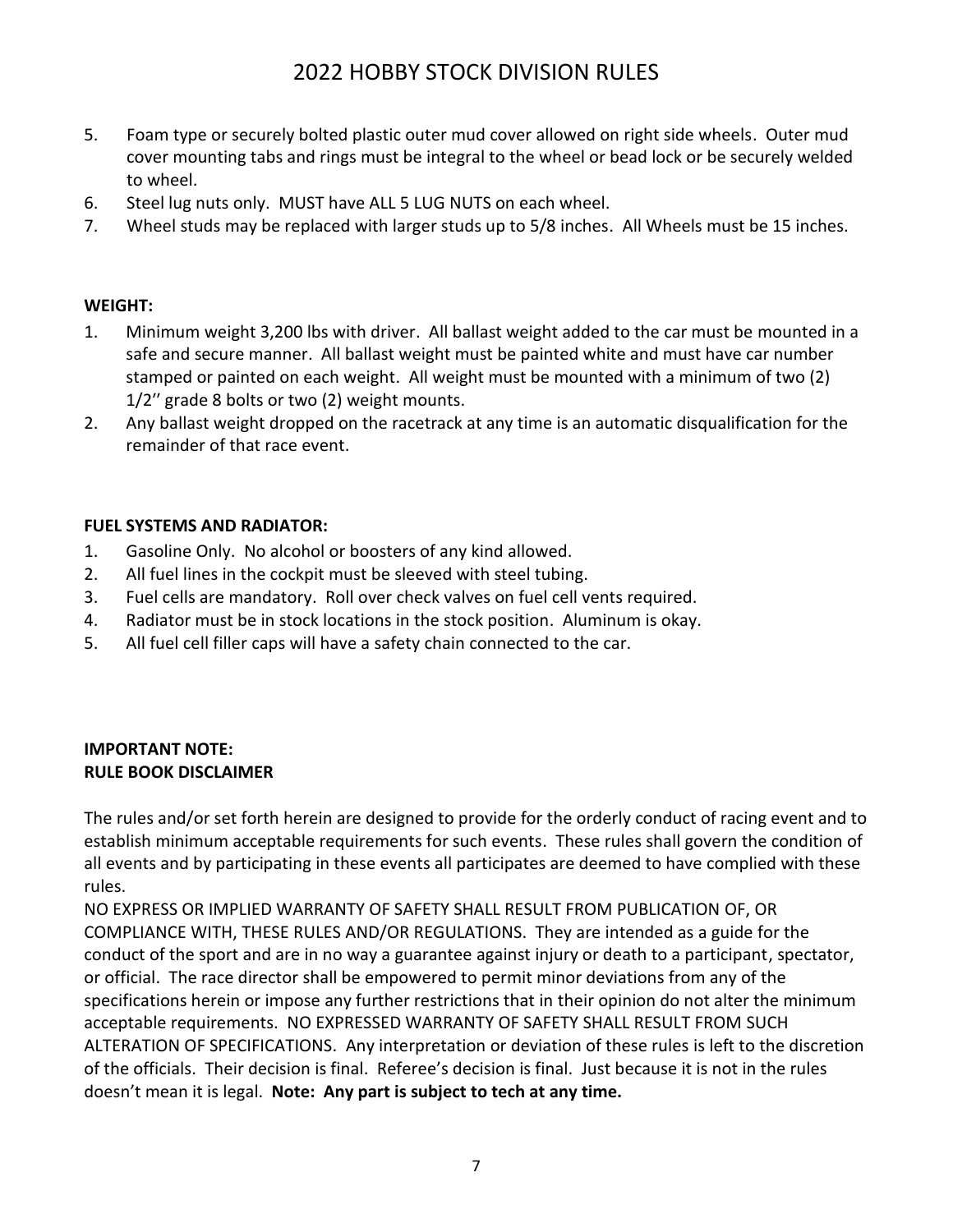5. Foam type or securely bolted plastic outer mud cover allowed on right side wheels. Outer mud cover mounting tabs and rings must be integral to the wheel or bead lock or be securely welded to wheel.
6. Steel lug nuts only. MUST have ALL 5 LUG NUTS on each wheel.
7. Wheel studs may be replaced with larger studs up to 5/8 inches. All Wheels must be 15 inches.

**WEIGHT:**

1. Minimum weight 3,200 lbs with driver. All ballast weight added to the car must be mounted in a safe and secure manner. All ballast weight must be painted white and must have car number stamped or painted on each weight. All weight must be mounted with a minimum of two (2) 1/2'' grade 8 bolts or two (2) weight mounts.
2. Any ballast weight dropped on the racetrack at any time is an automatic disqualification for the remainder of that race event.

**FUEL SYSTEMS AND RADIATOR:**

1. Gasoline Only. No alcohol or boosters of any kind allowed.
2. All fuel lines in the cockpit must be sleeved with steel tubing.
3. Fuel cells are mandatory. Roll over check valves on fuel cell vents required.
4. Radiator must be in stock locations in the stock position. Aluminum is okay.
5. All fuel cell filler caps will have a safety chain connected to the car.

**IMPORTANT NOTE:**
**RULE BOOK DISCLAIMER**

The rules and/or set forth herein are designed to provide for the orderly conduct of racing event and to establish minimum acceptable requirements for such events. These rules shall govern the condition of all events and by participating in these events all participates are deemed to have complied with these rules.
NO EXPRESS OR IMPLIED WARRANTY OF SAFETY SHALL RESULT FROM PUBLICATION OF, OR COMPLIANCE WITH, THESE RULES AND/OR REGULATIONS. They are intended as a guide for the conduct of the sport and are in no way a guarantee against injury or death to a participant, spectator, or official. The race director shall be empowered to permit minor deviations from any of the specifications herein or impose any further restrictions that in their opinion do not alter the minimum acceptable requirements. NO EXPRESSED WARRANTY OF SAFETY SHALL RESULT FROM SUCH ALTERATION OF SPECIFICATIONS. Any interpretation or deviation of these rules is left to the discretion of the officials. Their decision is final. Referee's decision is final. Just because it is not in the rules doesn't mean it is legal. **Note: Any part is subject to tech at any time.**